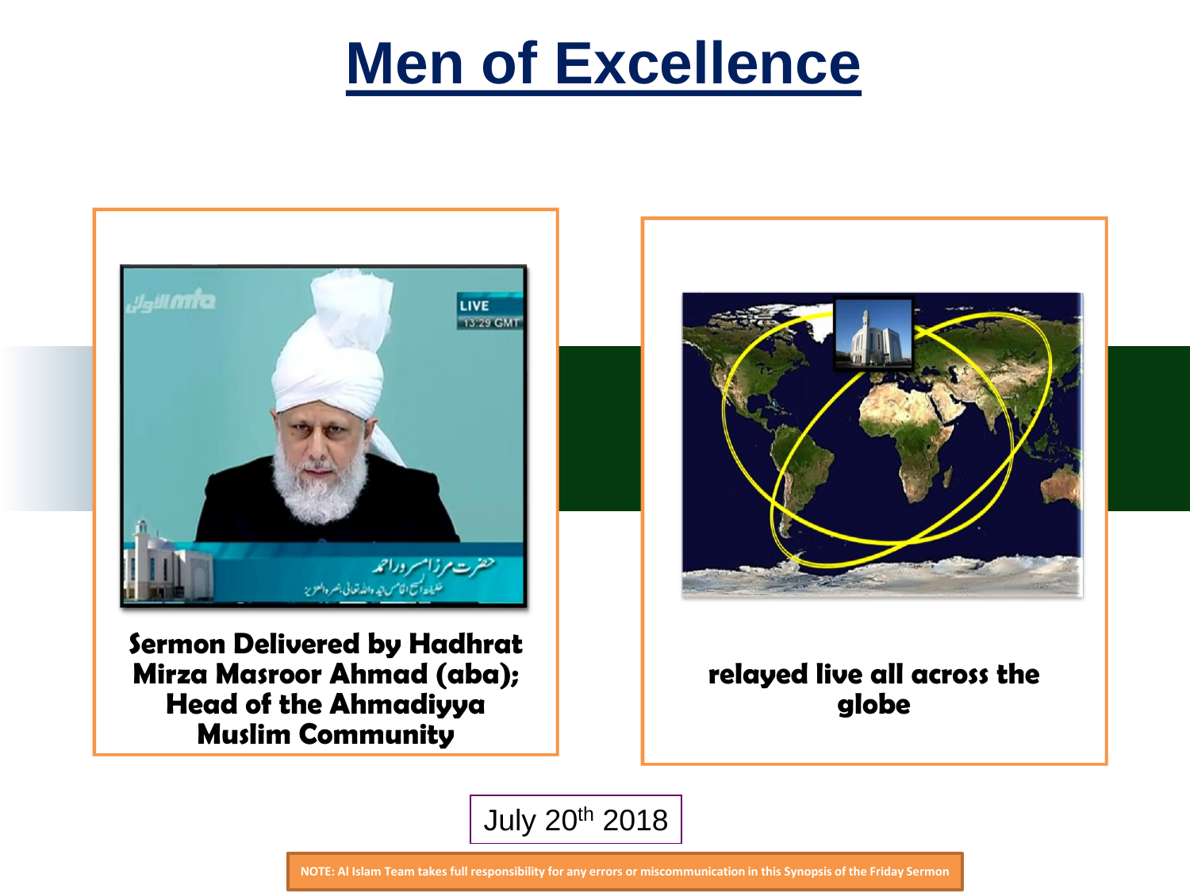# Men of Excellence

**Sermon Delivered by Hadhrat Mirza Masroor Ahmad (aba); Head of the Ahmadiyya Muslim Community**

**relayed live all across the globe**

July 20th 2018

**NOTE: Al Islam Team takes full responsibility for any errors or miscommunication in this Synopsis of the Friday Sermon**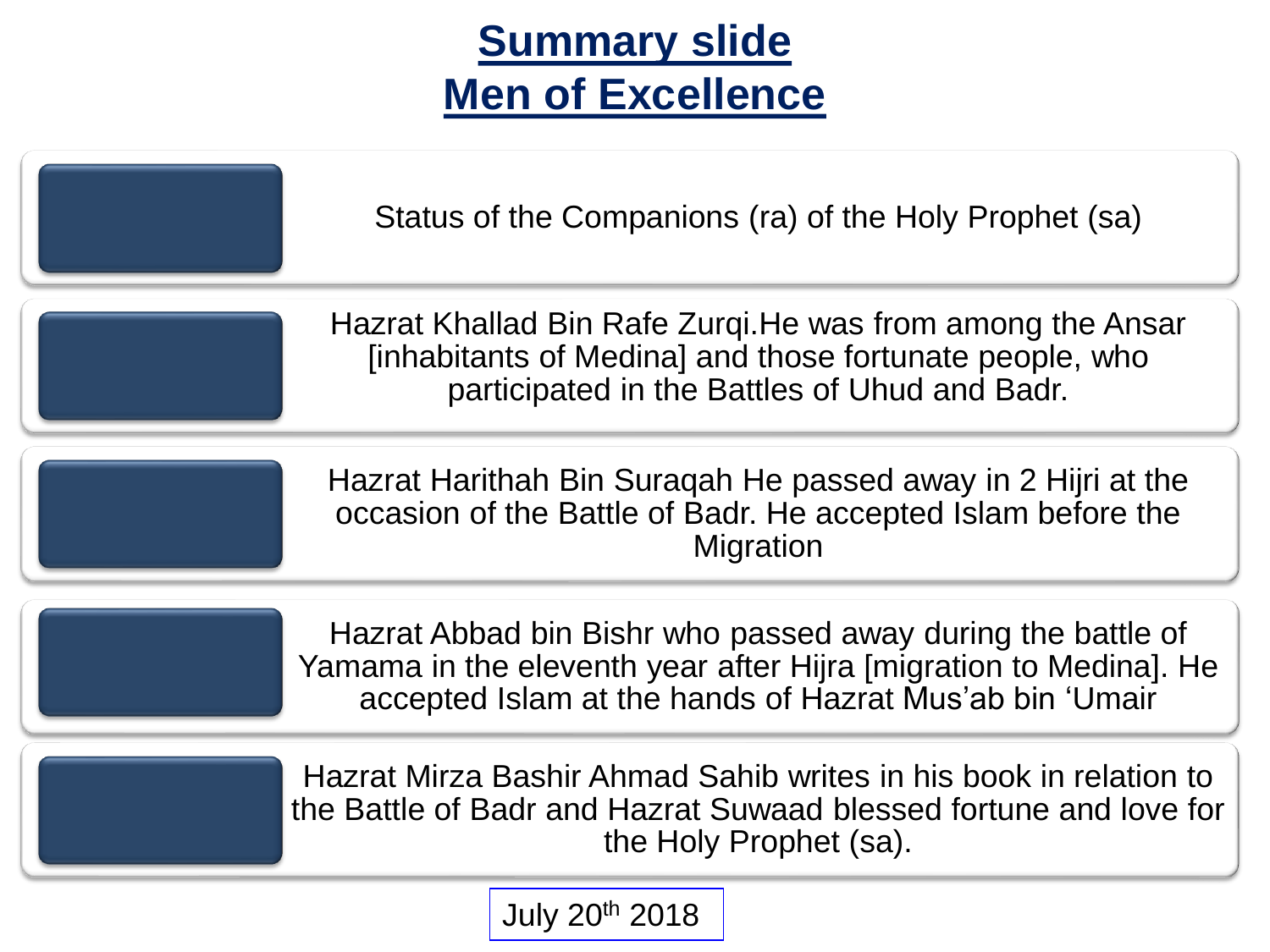# Summary slide
# Men of Excellence

- Status of the Companions (ra) of the Holy Prophet (sa)
- Hazrat Khallad Bin Rafe Zurqi.He was from among the Ansar [inhabitants of Medina] and those fortunate people, who participated in the Battles of Uhud and Badr.
- Hazrat Harithah Bin Suraqah He passed away in 2 Hijri at the occasion of the Battle of Badr. He accepted Islam before the Migration
- Hazrat Abbad bin Bishr who passed away during the battle of Yamama in the eleventh year after Hijra [migration to Medina]. He accepted Islam at the hands of Hazrat Mus'ab bin 'Umair
- Hazrat Mirza Bashir Ahmad Sahib writes in his book in relation to the Battle of Badr and Hazrat Suwaad blessed fortune and love for the Holy Prophet (sa).

July 20th 2018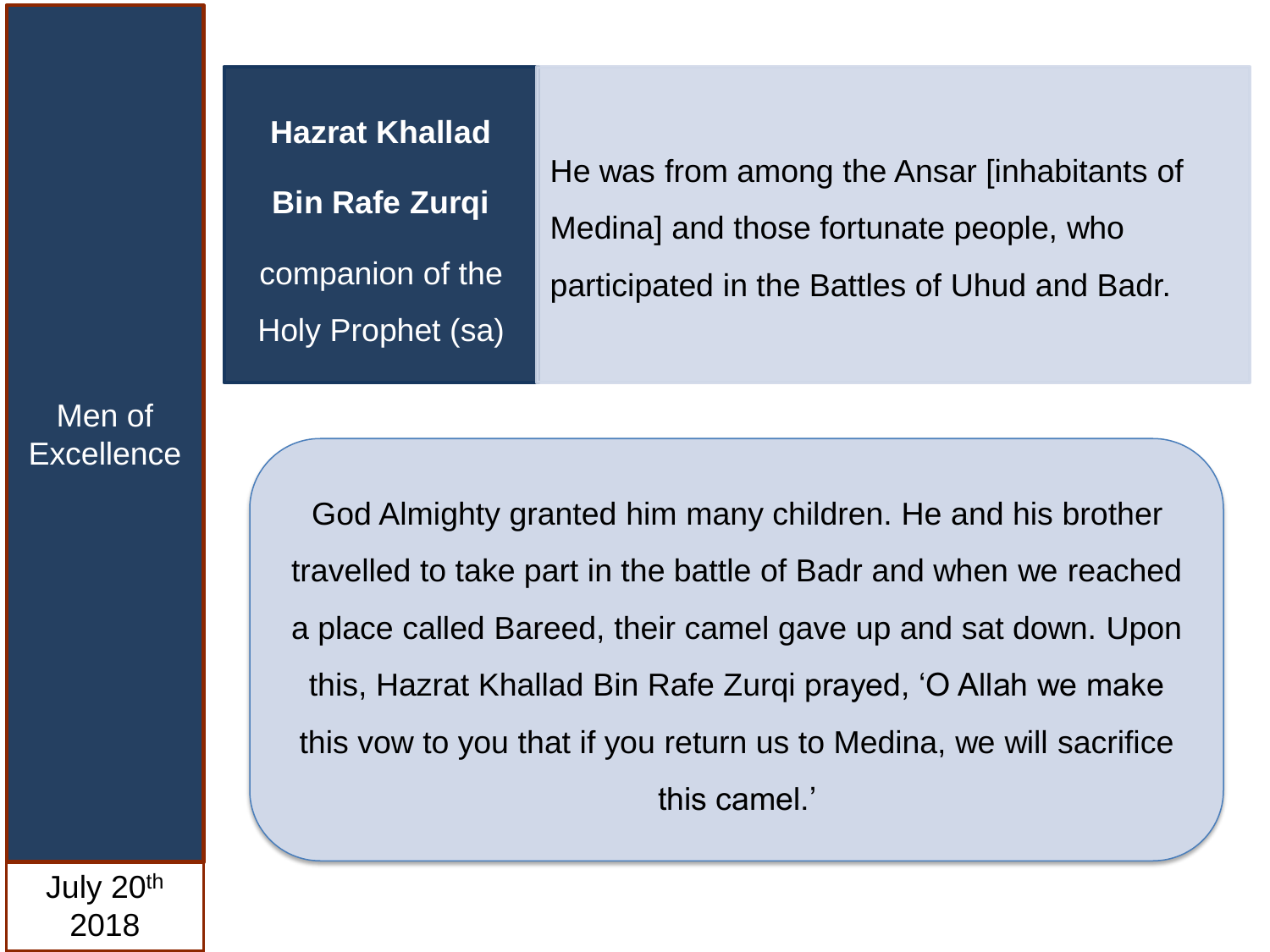Men of Excellence

July 20th 2018

## Hazrat Khallad Bin Rafe Zurqi

companion of the Holy Prophet (sa)

He was from among the Ansar [inhabitants of Medina] and those fortunate people, who participated in the Battles of Uhud and Badr.

God Almighty granted him many children. He and his brother travelled to take part in the battle of Badr and when we reached a place called Bareed, their camel gave up and sat down. Upon this, Hazrat Khallad Bin Rafe Zurqi prayed, 'O Allah we make this vow to you that if you return us to Medina, we will sacrifice this camel.'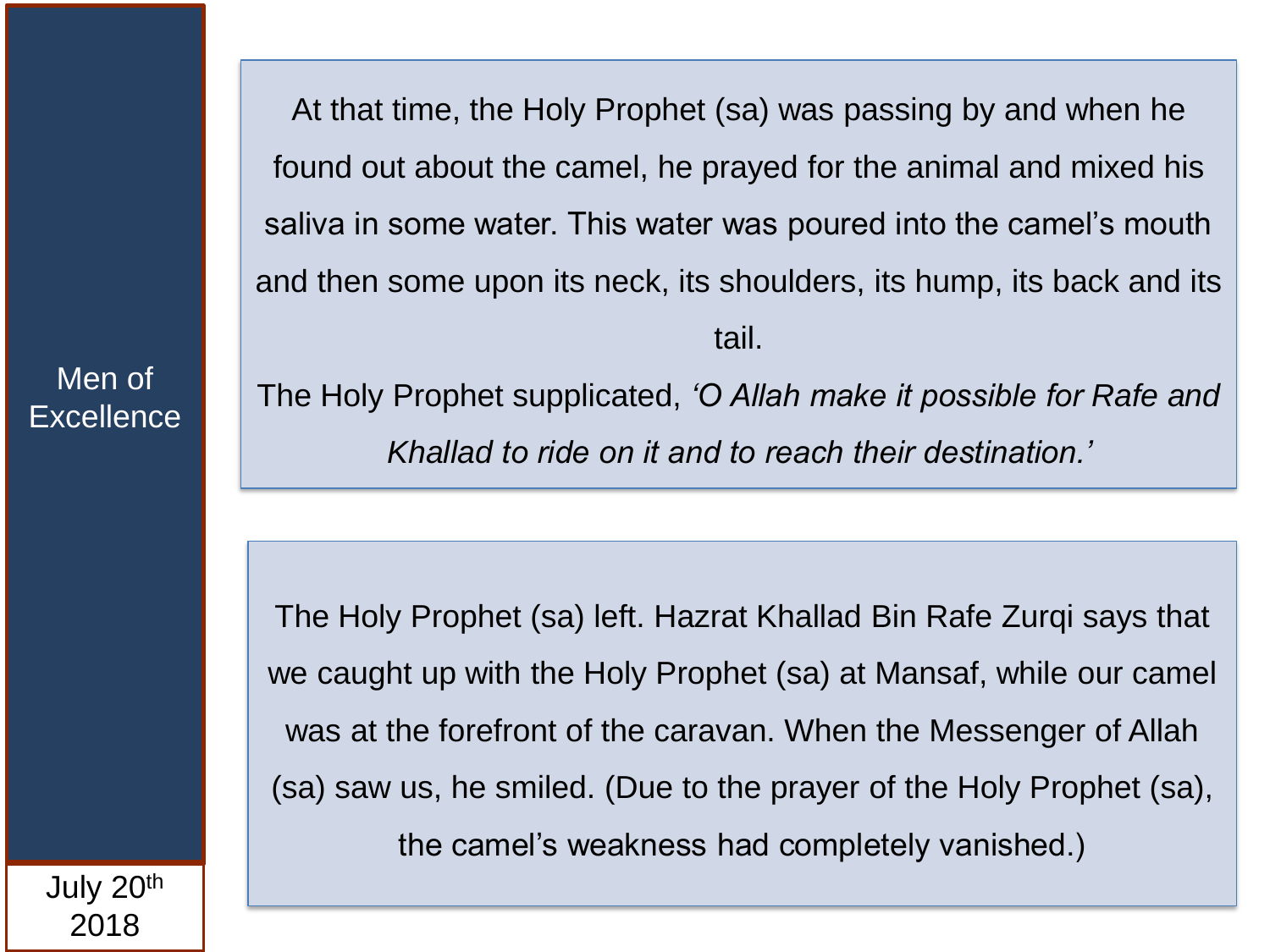At that time, the Holy Prophet (sa) was passing by and when he found out about the camel, he prayed for the animal and mixed his saliva in some water. This water was poured into the camel's mouth and then some upon its neck, its shoulders, its hump, its back and its tail.

The Holy Prophet supplicated, *'O Allah make it possible for Rafe and Khallad to ride on it and to reach their destination.'*

The Holy Prophet (sa) left. Hazrat Khallad Bin Rafe Zurqi says that we caught up with the Holy Prophet (sa) at Mansaf, while our camel was at the forefront of the caravan. When the Messenger of Allah (sa) saw us, he smiled. (Due to the prayer of the Holy Prophet (sa), the camel's weakness had completely vanished.)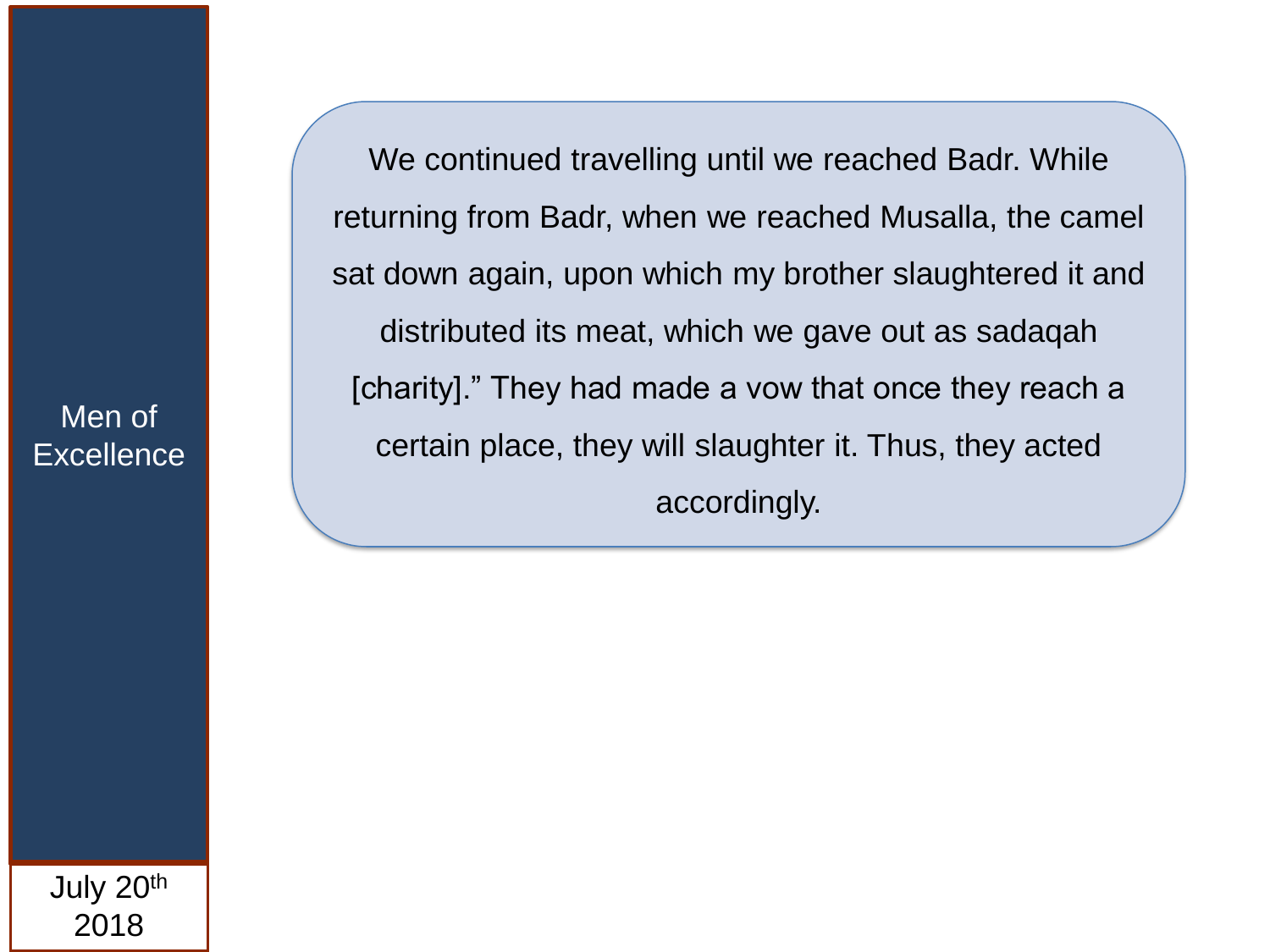Men of Excellence

July 20th 2018

We continued travelling until we reached Badr. While returning from Badr, when we reached Musalla, the camel sat down again, upon which my brother slaughtered it and distributed its meat, which we gave out as sadaqah [charity].” They had made a vow that once they reach a certain place, they will slaughter it. Thus, they acted accordingly.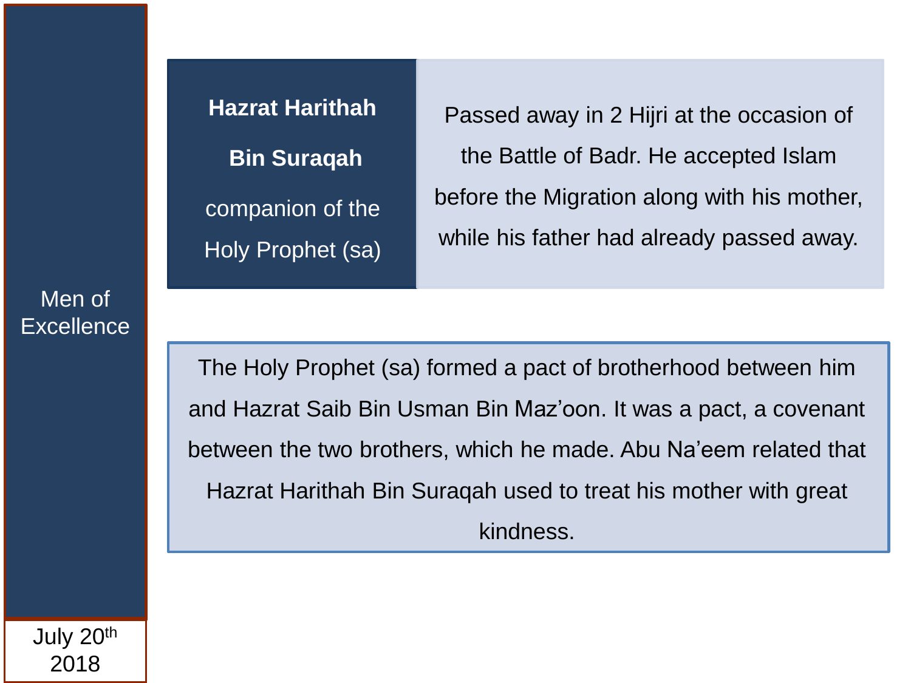Men of Excellence

July 20th 2018

**Hazrat Harithah Bin Suraqah**

companion of the Holy Prophet (sa)

Passed away in 2 Hijri at the occasion of the Battle of Badr. He accepted Islam before the Migration along with his mother, while his father had already passed away.

The Holy Prophet (sa) formed a pact of brotherhood between him and Hazrat Saib Bin Usman Bin Maz'oon. It was a pact, a covenant between the two brothers, which he made. Abu Na'eem related that Hazrat Harithah Bin Suraqah used to treat his mother with great kindness.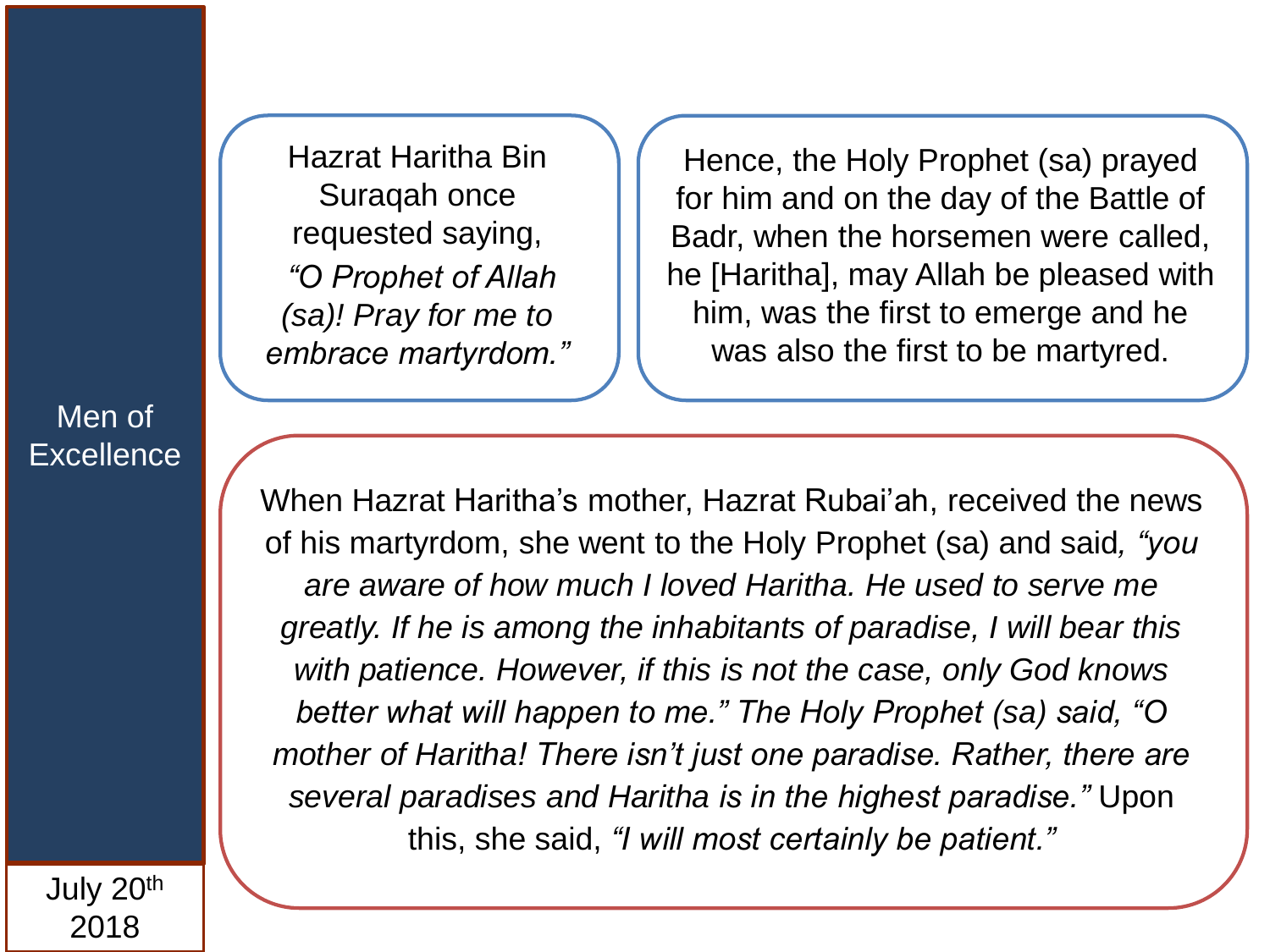Hazrat Haritha Bin Suraqah once requested saying, *“O Prophet of Allah (sa)! Pray for me to embrace martyrdom.”*

Hence, the Holy Prophet (sa) prayed for him and on the day of the Battle of Badr, when the horsemen were called, he [Haritha], may Allah be pleased with him, was the first to emerge and he was also the first to be martyred.

When Hazrat Haritha’s mother, Hazrat Rubai’ah, received the news of his martyrdom, she went to the Holy Prophet (sa) and said*, “you are aware of how much I loved Haritha. He used to serve me greatly. If he is among the inhabitants of paradise, I will bear this with patience. However, if this is not the case, only God knows better what will happen to me.” The Holy Prophet (sa) said, “O mother of Haritha! There isn’t just one paradise. Rather, there are several paradises and Haritha is in the highest paradise.”* Upon this, she said, *“I will most certainly be patient.”*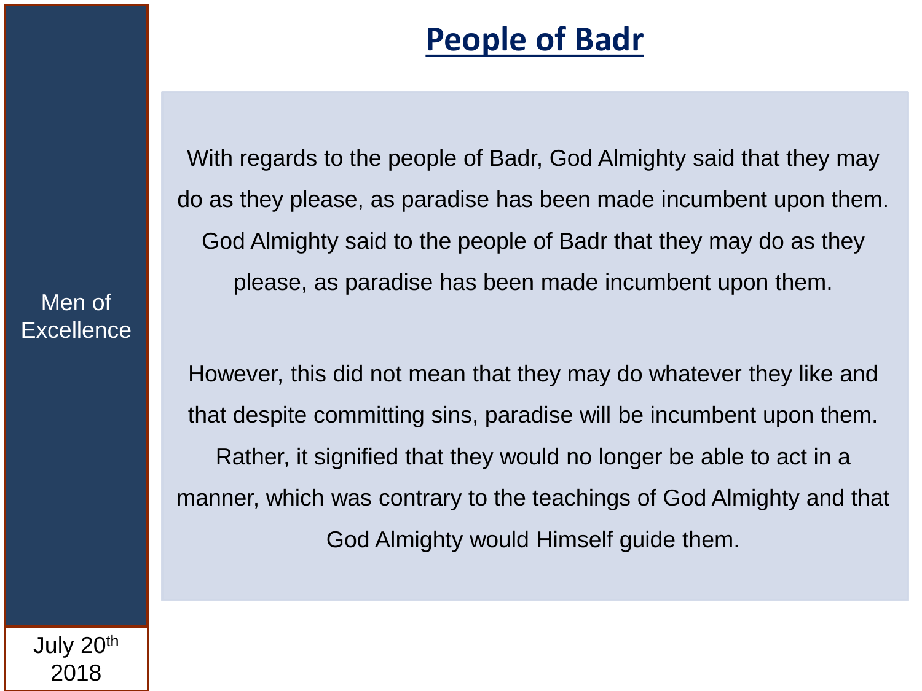Men of Excellence

July 20th 2018

# People of Badr

With regards to the people of Badr, God Almighty said that they may do as they please, as paradise has been made incumbent upon them. God Almighty said to the people of Badr that they may do as they please, as paradise has been made incumbent upon them.

However, this did not mean that they may do whatever they like and that despite committing sins, paradise will be incumbent upon them. Rather, it signified that they would no longer be able to act in a manner, which was contrary to the teachings of God Almighty and that God Almighty would Himself guide them.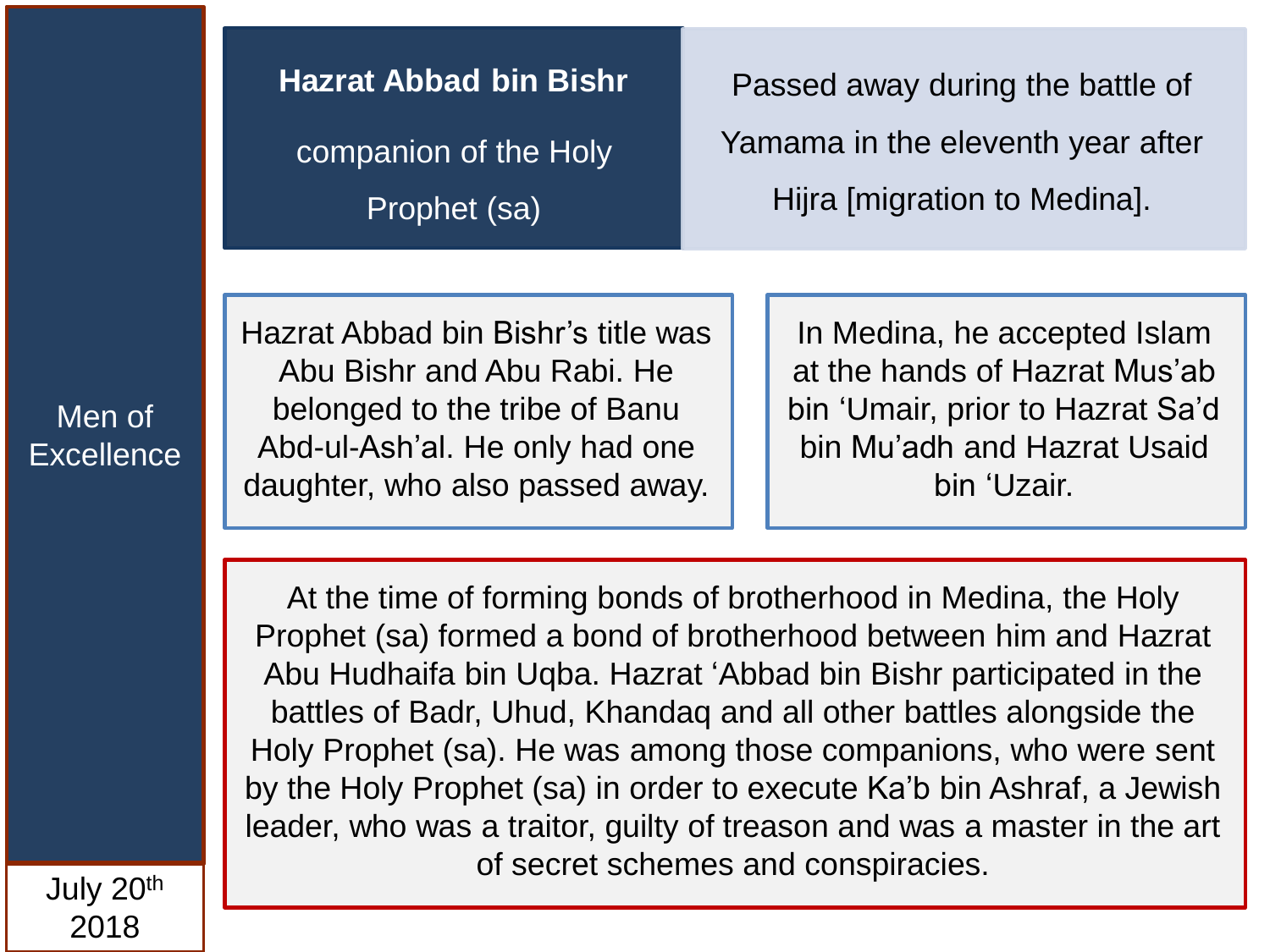**Men of Excellence**

July 20th 2018

## Hazrat Abbad bin Bishr

companion of the Holy Prophet (sa)

Passed away during the battle of Yamama in the eleventh year after Hijra [migration to Medina].

Hazrat Abbad bin Bishr's title was Abu Bishr and Abu Rabi. He belonged to the tribe of Banu Abd-ul-Ash'al. He only had one daughter, who also passed away.

In Medina, he accepted Islam at the hands of Hazrat Mus'ab bin 'Umair, prior to Hazrat Sa'd bin Mu'adh and Hazrat Usaid bin 'Uzair.

At the time of forming bonds of brotherhood in Medina, the Holy Prophet (sa) formed a bond of brotherhood between him and Hazrat Abu Hudhaifa bin Uqba. Hazrat 'Abbad bin Bishr participated in the battles of Badr, Uhud, Khandaq and all other battles alongside the Holy Prophet (sa). He was among those companions, who were sent by the Holy Prophet (sa) in order to execute Ka'b bin Ashraf, a Jewish leader, who was a traitor, guilty of treason and was a master in the art of secret schemes and conspiracies.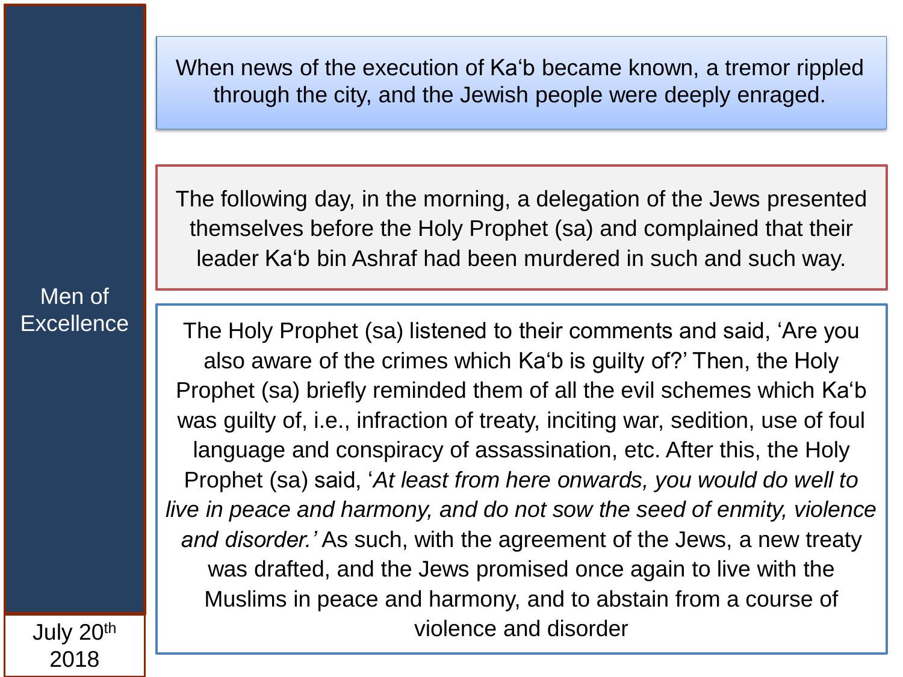Men of Excellence

July 20th 2018

When news of the execution of Ka‘b became known, a tremor rippled through the city, and the Jewish people were deeply enraged.

The following day, in the morning, a delegation of the Jews presented themselves before the Holy Prophet (sa) and complained that their leader Ka‘b bin Ashraf had been murdered in such and such way.

The Holy Prophet (sa) listened to their comments and said, ‘Are you also aware of the crimes which Ka‘b is guilty of?’ Then, the Holy Prophet (sa) briefly reminded them of all the evil schemes which Ka‘b was guilty of, i.e., infraction of treaty, inciting war, sedition, use of foul language and conspiracy of assassination, etc. After this, the Holy Prophet (sa) said, ‘*At least from here onwards, you would do well to live in peace and harmony, and do not sow the seed of enmity, violence and disorder.’* As such, with the agreement of the Jews, a new treaty was drafted, and the Jews promised once again to live with the Muslims in peace and harmony, and to abstain from a course of violence and disorder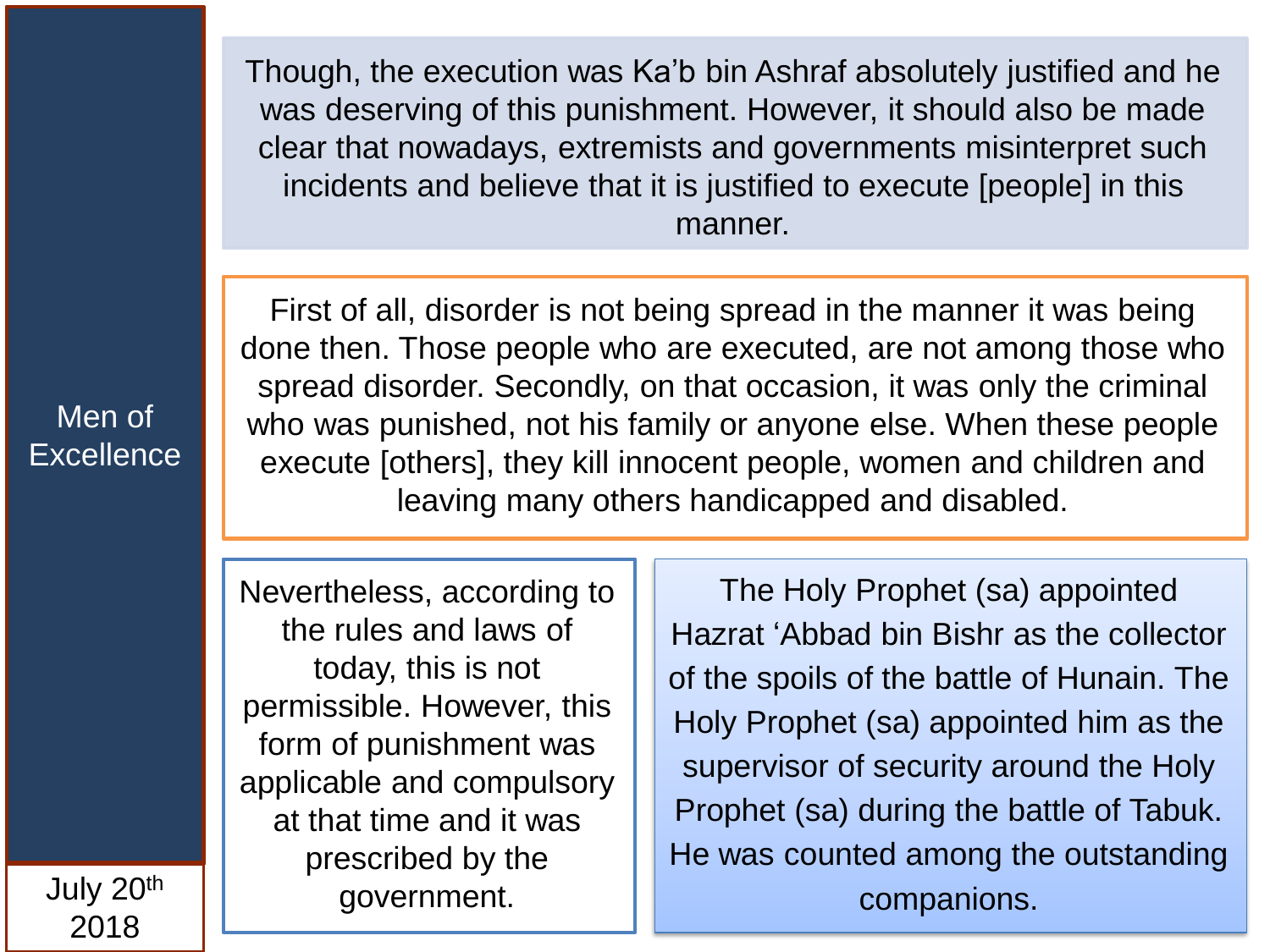Men of Excellence

July 20th 2018

Though, the execution was Ka'b bin Ashraf absolutely justified and he was deserving of this punishment. However, it should also be made clear that nowadays, extremists and governments misinterpret such incidents and believe that it is justified to execute [people] in this manner.

First of all, disorder is not being spread in the manner it was being done then. Those people who are executed, are not among those who spread disorder. Secondly, on that occasion, it was only the criminal who was punished, not his family or anyone else. When these people execute [others], they kill innocent people, women and children and leaving many others handicapped and disabled.

Nevertheless, according to the rules and laws of today, this is not permissible. However, this form of punishment was applicable and compulsory at that time and it was prescribed by the government.

The Holy Prophet (sa) appointed Hazrat 'Abbad bin Bishr as the collector of the spoils of the battle of Hunain. The Holy Prophet (sa) appointed him as the supervisor of security around the Holy Prophet (sa) during the battle of Tabuk. He was counted among the outstanding companions.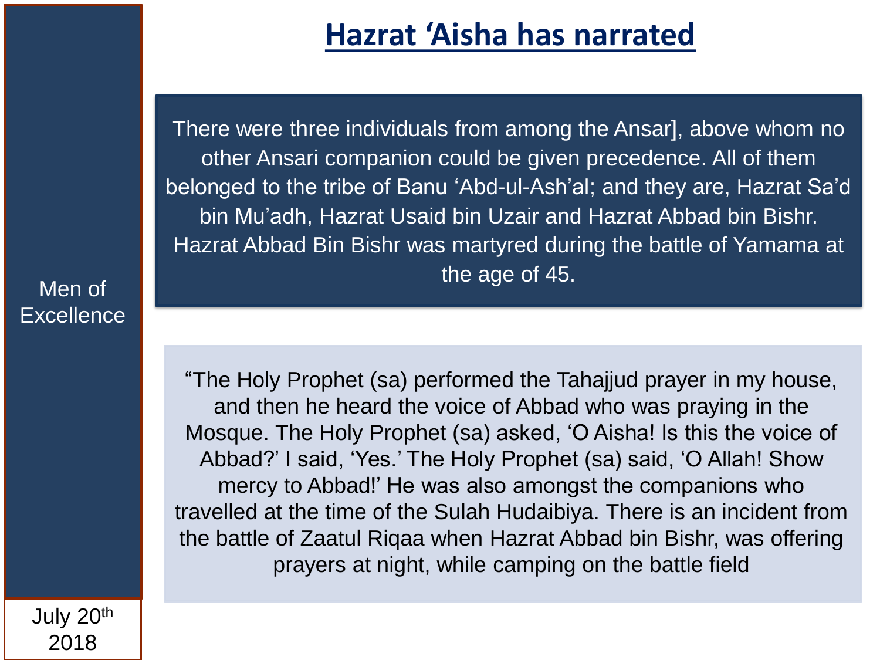Men of Excellence

# Hazrat 'Aisha has narrated

There were three individuals from among the Ansar], above whom no other Ansari companion could be given precedence. All of them belonged to the tribe of Banu 'Abd-ul-Ash'al; and they are, Hazrat Sa'd bin Mu'adh, Hazrat Usaid bin Uzair and Hazrat Abbad bin Bishr. Hazrat Abbad Bin Bishr was martyred during the battle of Yamama at the age of 45.

"The Holy Prophet (sa) performed the Tahajjud prayer in my house, and then he heard the voice of Abbad who was praying in the Mosque. The Holy Prophet (sa) asked, 'O Aisha! Is this the voice of Abbad?' I said, 'Yes.' The Holy Prophet (sa) said, 'O Allah! Show mercy to Abbad!' He was also amongst the companions who travelled at the time of the Sulah Hudaibiya. There is an incident from the battle of Zaatul Riqaa when Hazrat Abbad bin Bishr, was offering prayers at night, while camping on the battle field

July 20th 2018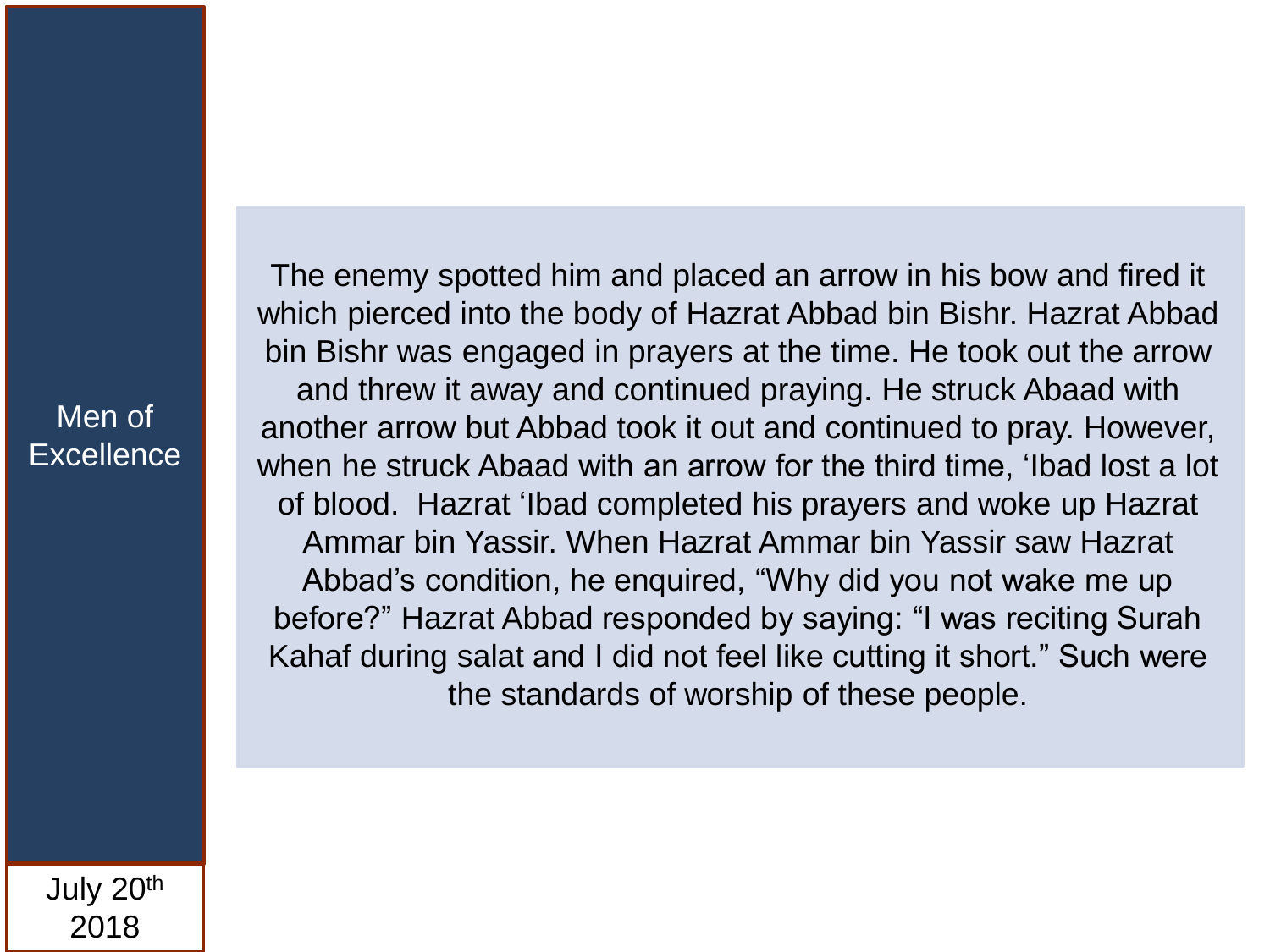Men of Excellence

July 20th 2018

The enemy spotted him and placed an arrow in his bow and fired it which pierced into the body of Hazrat Abbad bin Bishr. Hazrat Abbad bin Bishr was engaged in prayers at the time. He took out the arrow and threw it away and continued praying. He struck Abaad with another arrow but Abbad took it out and continued to pray. However, when he struck Abaad with an arrow for the third time, 'Ibad lost a lot of blood. Hazrat 'Ibad completed his prayers and woke up Hazrat Ammar bin Yassir. When Hazrat Ammar bin Yassir saw Hazrat Abbad's condition, he enquired, "Why did you not wake me up before?" Hazrat Abbad responded by saying: "I was reciting Surah Kahaf during salat and I did not feel like cutting it short." Such were the standards of worship of these people.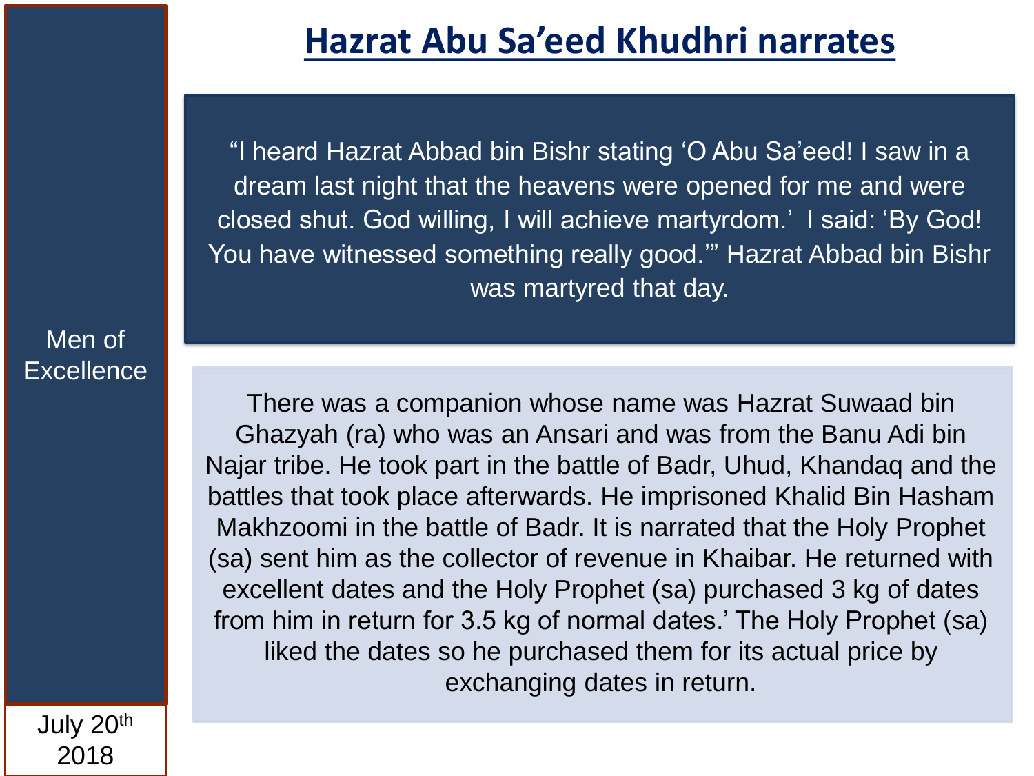# Hazrat Abu Sa'eed Khudhri narrates

Men of Excellence

July 20th 2018

"I heard Hazrat Abbad bin Bishr stating 'O Abu Sa'eed! I saw in a dream last night that the heavens were opened for me and were closed shut. God willing, I will achieve martyrdom.' I said: 'By God! You have witnessed something really good.'" Hazrat Abbad bin Bishr was martyred that day.

There was a companion whose name was Hazrat Suwaad bin Ghazyah (ra) who was an Ansari and was from the Banu Adi bin Najar tribe. He took part in the battle of Badr, Uhud, Khandaq and the battles that took place afterwards. He imprisoned Khalid Bin Hasham Makhzoomi in the battle of Badr. It is narrated that the Holy Prophet (sa) sent him as the collector of revenue in Khaibar. He returned with excellent dates and the Holy Prophet (sa) purchased 3 kg of dates from him in return for 3.5 kg of normal dates.' The Holy Prophet (sa) liked the dates so he purchased them for its actual price by exchanging dates in return.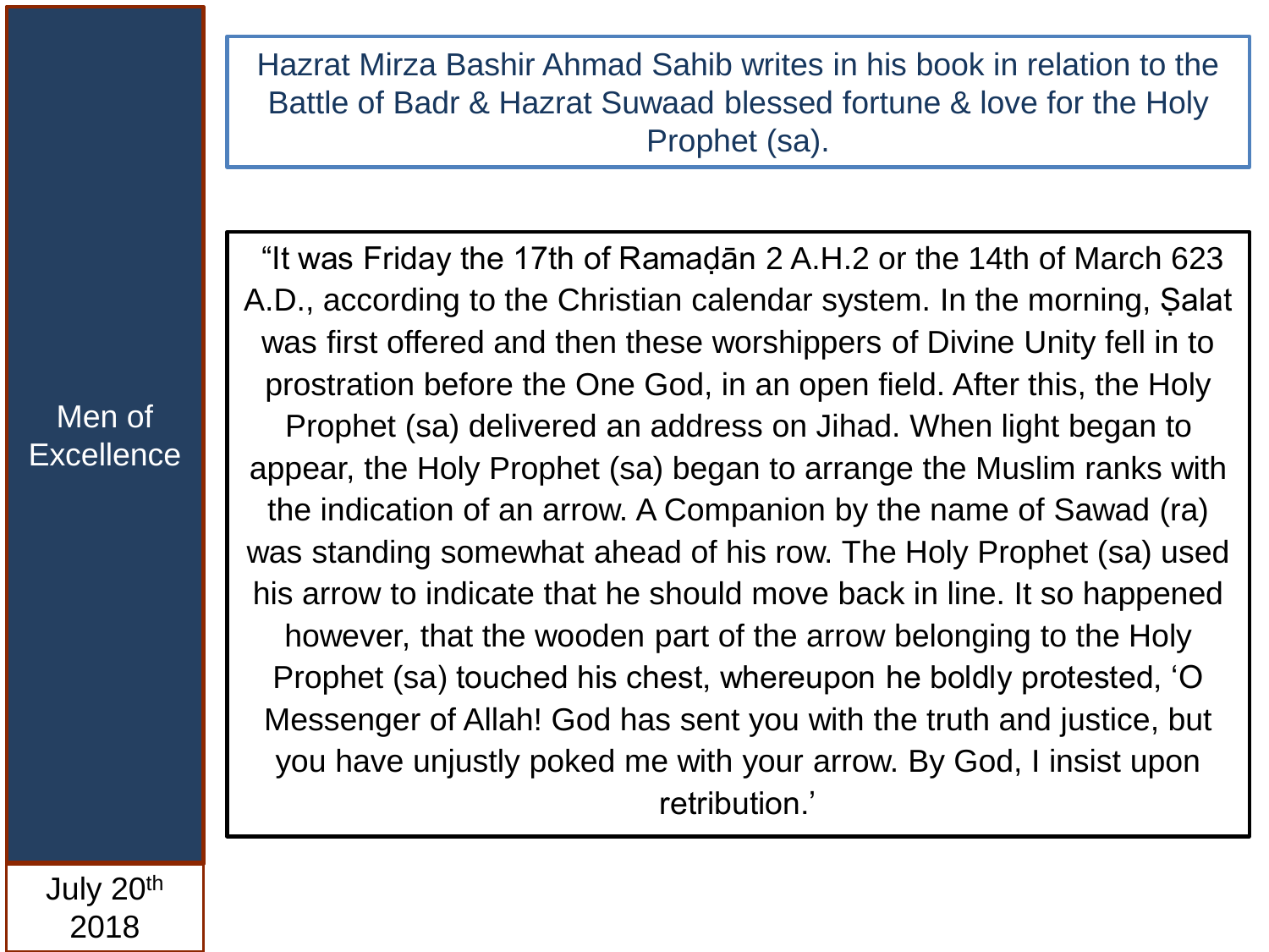Men of Excellence

Hazrat Mirza Bashir Ahmad Sahib writes in his book in relation to the Battle of Badr & Hazrat Suwaad blessed fortune & love for the Holy Prophet (sa).

"It was Friday the 17th of Ramaḍān 2 A.H.2 or the 14th of March 623 A.D., according to the Christian calendar system. In the morning, Ṣalat was first offered and then these worshippers of Divine Unity fell in to prostration before the One God, in an open field. After this, the Holy Prophet (sa) delivered an address on Jihad. When light began to appear, the Holy Prophet (sa) began to arrange the Muslim ranks with the indication of an arrow. A Companion by the name of Sawad (ra) was standing somewhat ahead of his row. The Holy Prophet (sa) used his arrow to indicate that he should move back in line. It so happened however, that the wooden part of the arrow belonging to the Holy Prophet (sa) touched his chest, whereupon he boldly protested, 'O Messenger of Allah! God has sent you with the truth and justice, but you have unjustly poked me with your arrow. By God, I insist upon retribution.'

July 20th 2018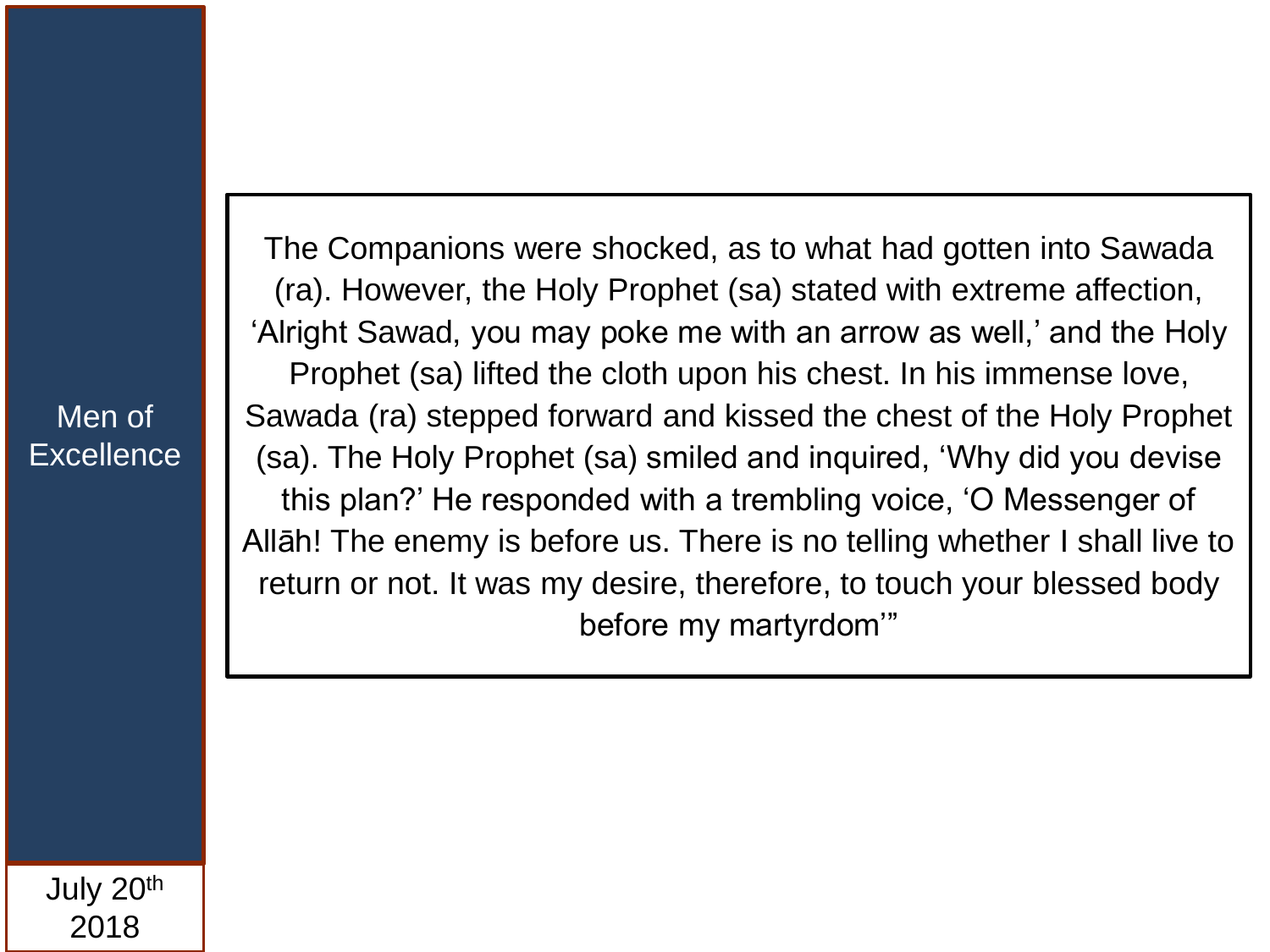The Companions were shocked, as to what had gotten into Sawada (ra). However, the Holy Prophet (sa) stated with extreme affection, ‘Alright Sawad, you may poke me with an arrow as well,’ and the Holy Prophet (sa) lifted the cloth upon his chest. In his immense love, Sawada (ra) stepped forward and kissed the chest of the Holy Prophet (sa). The Holy Prophet (sa) smiled and inquired, ‘Why did you devise this plan?’ He responded with a trembling voice, ‘O Messenger of Allāh! The enemy is before us. There is no telling whether I shall live to return or not. It was my desire, therefore, to touch your blessed body before my martyrdom’”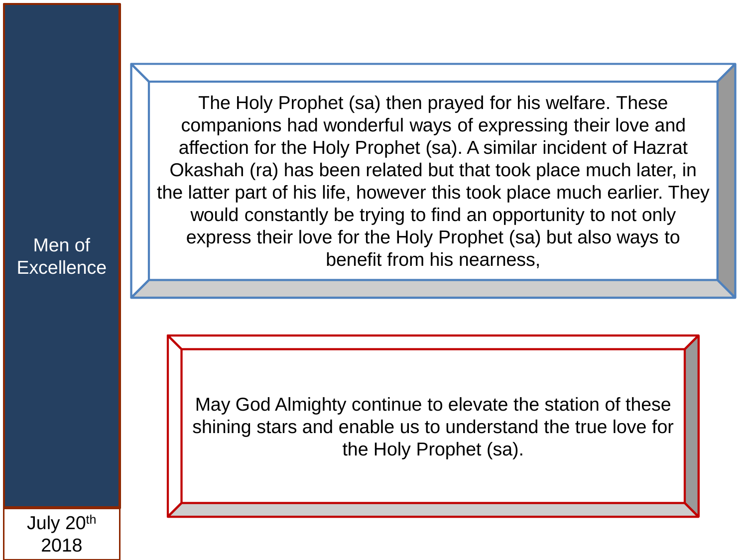Men of Excellence

July 20th 2018

The Holy Prophet (sa) then prayed for his welfare. These companions had wonderful ways of expressing their love and affection for the Holy Prophet (sa). A similar incident of Hazrat Okashah (ra) has been related but that took place much later, in the latter part of his life, however this took place much earlier. They would constantly be trying to find an opportunity to not only express their love for the Holy Prophet (sa) but also ways to benefit from his nearness,

May God Almighty continue to elevate the station of these shining stars and enable us to understand the true love for the Holy Prophet (sa).